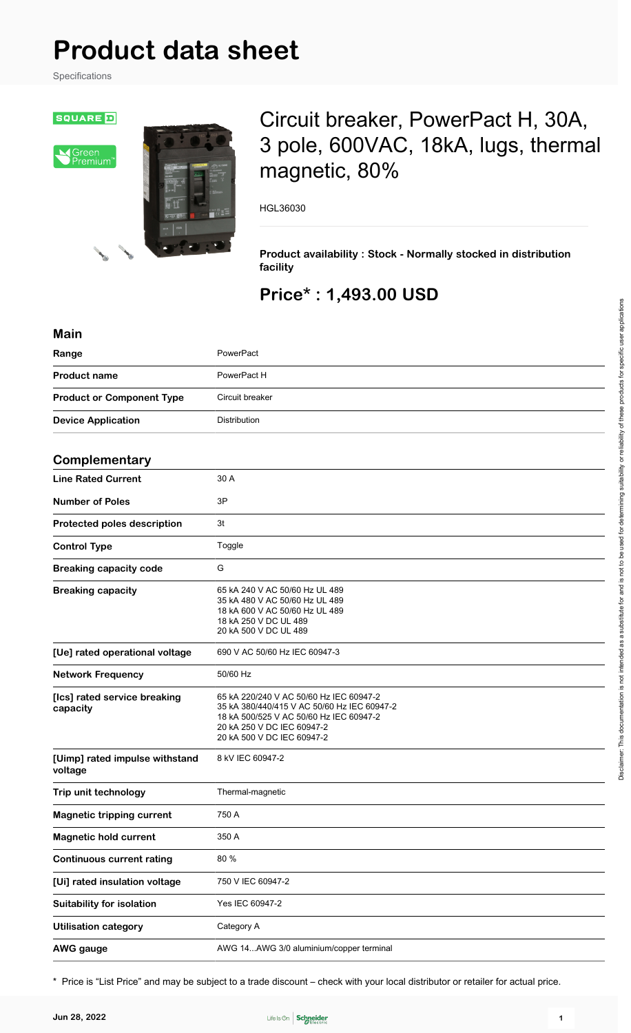# Product data sheet

Specifications

## Circuit breaker, PowerPact H, 30A, 3 pole, 600VAC, 18kA, lugs, thermal magnetic, 80%

HGL36030

**Product availability : Stock - Normally stocked in distribution facility**

## Price* : 1,493.00 USD

### Main

| | |
|---|---|
| **Range** | PowerPact |
| **Product name** | PowerPact H |
| **Product or Component Type** | Circuit breaker |
| **Device Application** | Distribution |

### Complementary

| | |
|---|---|
| **Line Rated Current** | 30 A |
| **Number of Poles** | 3P |
| **Protected poles description** | 3t |
| **Control Type** | Toggle |
| **Breaking capacity code** | G |
| **Breaking capacity** | 65 kA 240 V AC 50/60 Hz UL 489<br>35 kA 480 V AC 50/60 Hz UL 489<br>18 kA 600 V AC 50/60 Hz UL 489<br>18 kA 250 V DC UL 489<br>20 kA 500 V DC UL 489 |
| **[Ue] rated operational voltage** | 690 V AC 50/60 Hz IEC 60947-3 |
| **Network Frequency** | 50/60 Hz |
| **[Ics] rated service breaking capacity** | 65 kA 220/240 V AC 50/60 Hz IEC 60947-2<br>35 kA 380/440/415 V AC 50/60 Hz IEC 60947-2<br>18 kA 500/525 V AC 50/60 Hz IEC 60947-2<br>20 kA 250 V DC IEC 60947-2<br>20 kA 500 V DC IEC 60947-2 |
| **[Uimp] rated impulse withstand voltage** | 8 kV IEC 60947-2 |
| **Trip unit technology** | Thermal-magnetic |
| **Magnetic tripping current** | 750 A |
| **Magnetic hold current** | 350 A |
| **Continuous current rating** | 80 % |
| **[Ui] rated insulation voltage** | 750 V IEC 60947-2 |
| **Suitability for isolation** | Yes IEC 60947-2 |
| **Utilisation category** | Category A |
| **AWG gauge** | AWG 14...AWG 3/0 aluminium/copper terminal |

* Price is "List Price" and may be subject to a trade discount – check with your local distributor or retailer for actual price.

Disclaimer: This documentation is not intended as a substitute for and is not to be used for determining suitability or reliability of these products for specific user applications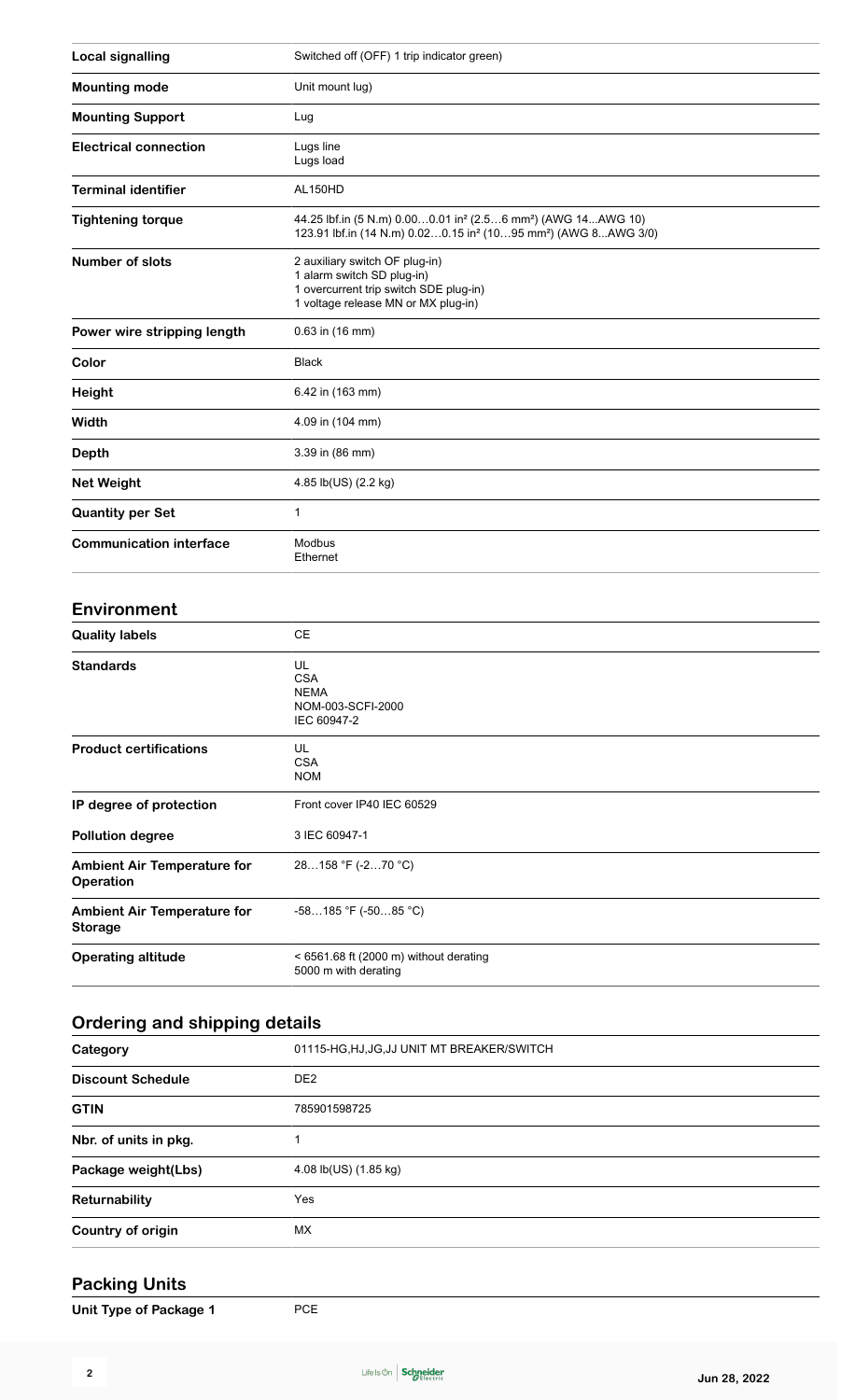| | |
|---|---|
| **Local signalling** | Switched off (OFF) 1 trip indicator green) |
| **Mounting mode** | Unit mount lug) |
| **Mounting Support** | Lug |
| **Electrical connection** | Lugs line<br>Lugs load |
| **Terminal identifier** | AL150HD |
| **Tightening torque** | 44.25 lbf.in (5 N.m) 0.00…0.01 in² (2.5…6 mm²) (AWG 14...AWG 10)<br>123.91 lbf.in (14 N.m) 0.02…0.15 in² (10…95 mm²) (AWG 8...AWG 3/0) |
| **Number of slots** | 2 auxiliary switch OF plug-in)<br>1 alarm switch SD plug-in)<br>1 overcurrent trip switch SDE plug-in)<br>1 voltage release MN or MX plug-in) |
| **Power wire stripping length** | 0.63 in (16 mm) |
| **Color** | Black |
| **Height** | 6.42 in (163 mm) |
| **Width** | 4.09 in (104 mm) |
| **Depth** | 3.39 in (86 mm) |
| **Net Weight** | 4.85 lb(US) (2.2 kg) |
| **Quantity per Set** | 1 |
| **Communication interface** | Modbus<br>Ethernet |

## Environment

| | |
|---|---|
| **Quality labels** | CE |
| **Standards** | UL<br>CSA<br>NEMA<br>NOM-003-SCFI-2000<br>IEC 60947-2 |
| **Product certifications** | UL<br>CSA<br>NOM |
| **IP degree of protection** | Front cover IP40 IEC 60529 |
| **Pollution degree** | 3 IEC 60947-1 |
| **Ambient Air Temperature for Operation** | 28…158 °F (-2…70 °C) |
| **Ambient Air Temperature for Storage** | -58…185 °F (-50…85 °C) |
| **Operating altitude** | < 6561.68 ft (2000 m) without derating<br>5000 m with derating |

## Ordering and shipping details

| | |
|---|---|
| **Category** | 01115-HG,HJ,JG,JJ UNIT MT BREAKER/SWITCH |
| **Discount Schedule** | DE2 |
| **GTIN** | 785901598725 |
| **Nbr. of units in pkg.** | 1 |
| **Package weight(Lbs)** | 4.08 lb(US) (1.85 kg) |
| **Returnability** | Yes |
| **Country of origin** | MX |

## Packing Units

| | |
|---|---|
| **Unit Type of Package 1** | PCE |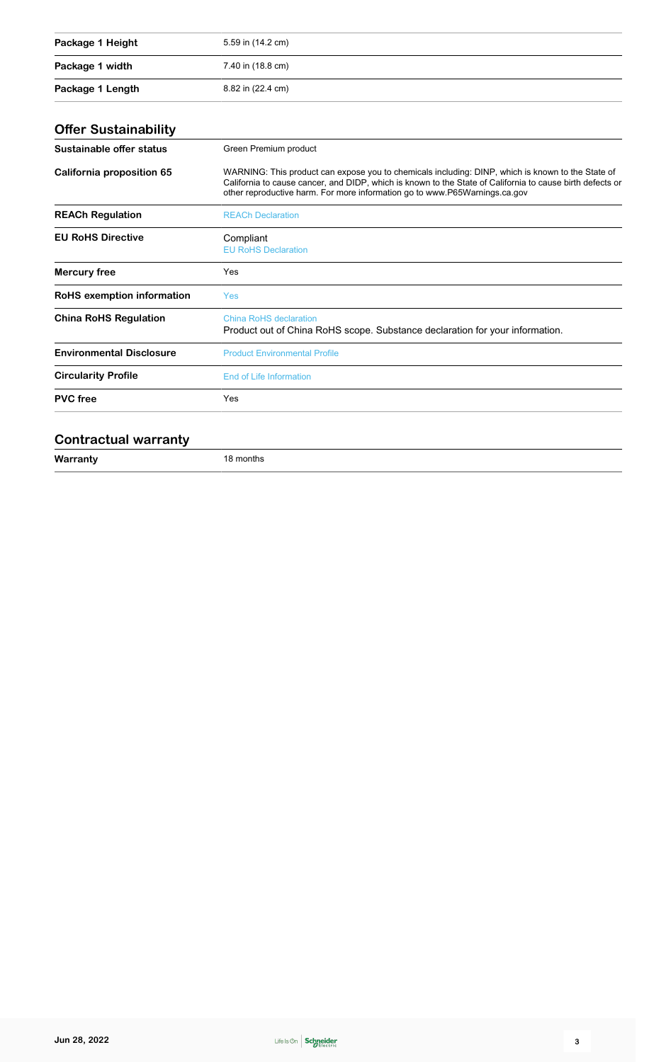| | |
|---|---|
| **Package 1 Height** | 5.59 in (14.2 cm) |
| **Package 1 width** | 7.40 in (18.8 cm) |
| **Package 1 Length** | 8.82 in (22.4 cm) |

## Offer Sustainability

| | |
|---|---|
| **Sustainable offer status** | Green Premium product |
| **California proposition 65** | WARNING: This product can expose you to chemicals including: DINP, which is known to the State of California to cause cancer, and DIDP, which is known to the State of California to cause birth defects or other reproductive harm. For more information go to www.P65Warnings.ca.gov |
| **REACh Regulation** | REACh Declaration |
| **EU RoHS Directive** | Compliant<br>EU RoHS Declaration |
| **Mercury free** | Yes |
| **RoHS exemption information** | Yes |
| **China RoHS Regulation** | China RoHS declaration<br>Product out of China RoHS scope. Substance declaration for your information. |
| **Environmental Disclosure** | Product Environmental Profile |
| **Circularity Profile** | End of Life Information |
| **PVC free** | Yes |

## Contractual warranty

| | |
|---|---|
| **Warranty** | 18 months |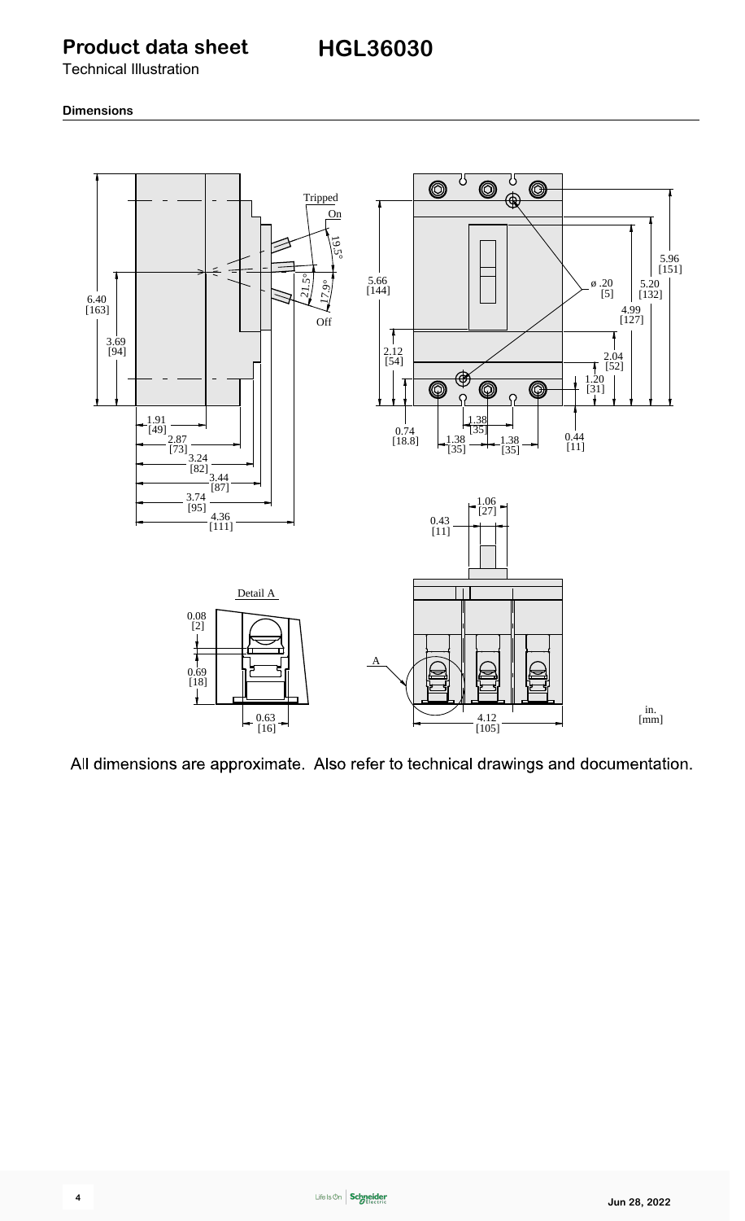# Product data sheet

# HGL36030

Technical Illustration

### Dimensions

Tripped
On
19.5°
21.5°
17.9°
Off

6.40
[163]

3.69
[94]

1.91
[49]

2.87
[73]

3.24
[82]

3.44
[87]

3.74
[95]

4.36
[111]

5.66
[144]

2.12
[54]

0.74
[18.8]

1.38
[35]

1.38
[35]

1.38
[35]

0.44
[11]

ø .20
[5]

5.96
[151]

5.20
[132]

4.99
[127]

2.04
[52]

1.20
[31]

1.06
[27]

0.43
[11]

Detail A

0.08
[2]

0.69
[18]

0.63
[16]

A

4.12
[105]

in.
[mm]

All dimensions are approximate. Also refer to technical drawings and documentation.